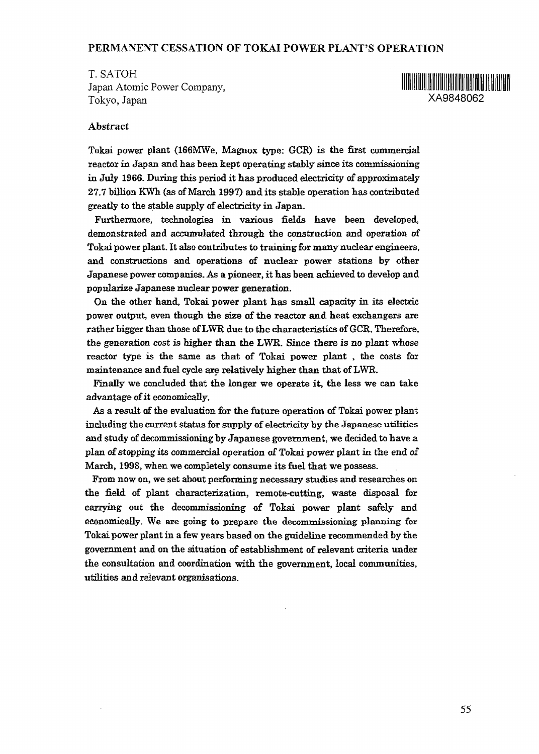# PERMANENT CESSATION OF TOKAI POWER PLANT'S OPERATION

T. SATOH
Japan Atomic Power Company,
Tokyo, Japan

XA9848062

## Abstract

Tokai power plant (166MWe, Magnox type: GCR) is the first commercial reactor in Japan and has been kept operating stably since its commissioning in July 1966. During this period it has produced electricity of approximately 27.7 billion KWh (as of March 1997) and its stable operation has contributed greatly to the stable supply of electricity in Japan.

Furthermore, technologies in various fields have been developed, demonstrated and accumulated through the construction and operation of Tokai power plant. It also contributes to training for many nuclear engineers, and constructions and operations of nuclear power stations by other Japanese power companies. As a pioneer, it has been achieved to develop and popularize Japanese nuclear power generation.

On the other hand, Tokai power plant has small capacity in its electric power output, even though the size of the reactor and heat exchangers are rather bigger than those of LWR due to the characteristics of GCR. Therefore, the generation cost is higher than the LWR. Since there is no plant whose reactor type is the same as that of Tokai power plant , the costs for maintenance and fuel cycle are relatively higher than that of LWR.

Finally we concluded that the longer we operate it, the less we can take advantage of it economically.

As a result of the evaluation for the future operation of Tokai power plant including the current status for supply of electricity by the Japanese utilities and study of decommissioning by Japanese government, we decided to have a plan of stopping its commercial operation of Tokai power plant in the end of March, 1998, when we completely consume its fuel that we possess.

From now on, we set about performing necessary studies and researches on the field of plant characterization, remote-cutting, waste disposal for carrying out the decommissioning of Tokai power plant safely and economically. We are going to prepare the decommissioning planning for Tokai power plant in a few years based on the guideline recommended by the government and on the situation of establishment of relevant criteria under the consultation and coordination with the government, local communities, utilities and relevant organisations.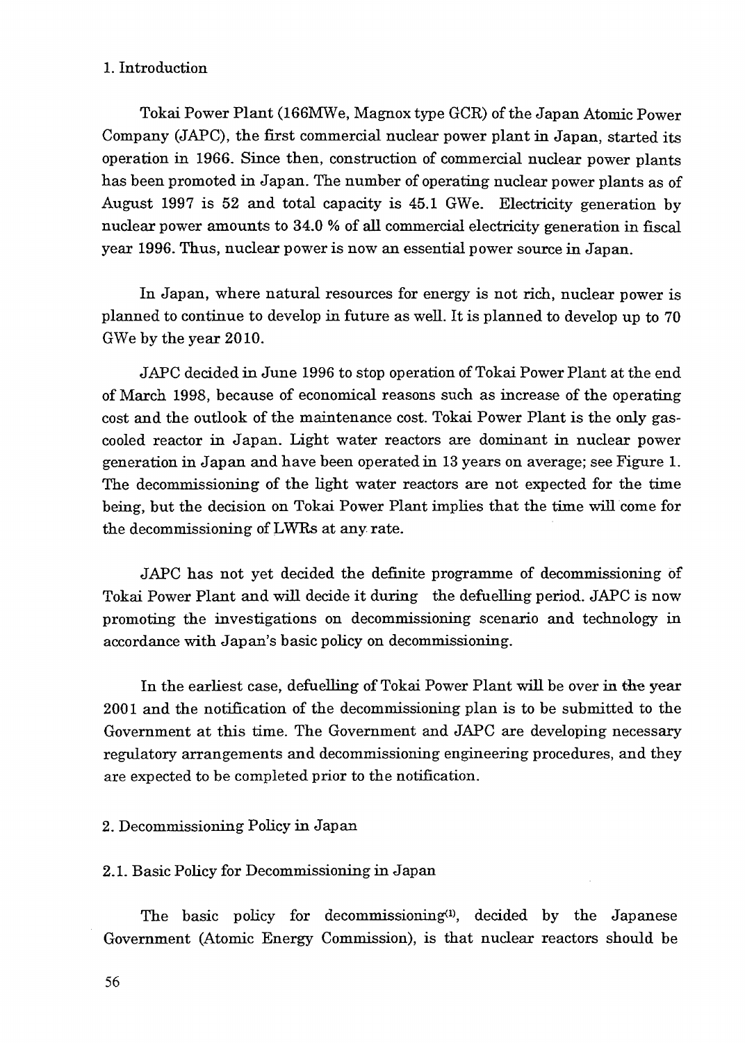## 1. Introduction

Tokai Power Plant (166MWe, Magnox type GCR) of the Japan Atomic Power Company (JAPC), the first commercial nuclear power plant in Japan, started its operation in 1966. Since then, construction of commercial nuclear power plants has been promoted in Japan. The number of operating nuclear power plants as of August 1997 is 52 and total capacity is 45.1 GWe. Electricity generation by nuclear power amounts to 34.0 % of all commercial electricity generation in fiscal year 1996. Thus, nuclear power is now an essential power source in Japan.

In Japan, where natural resources for energy is not rich, nuclear power is planned to continue to develop in future as well. It is planned to develop up to 70 GWe by the year 2010.

JAPC decided in June 1996 to stop operation of Tokai Power Plant at the end of March 1998, because of economical reasons such as increase of the operating cost and the outlook of the maintenance cost. Tokai Power Plant is the only gas-cooled reactor in Japan. Light water reactors are dominant in nuclear power generation in Japan and have been operated in 13 years on average; see Figure 1. The decommissioning of the light water reactors are not expected for the time being, but the decision on Tokai Power Plant implies that the time will come for the decommissioning of LWRs at any rate.

JAPC has not yet decided the definite programme of decommissioning of Tokai Power Plant and will decide it during the defuelling period. JAPC is now promoting the investigations on decommissioning scenario and technology in accordance with Japan's basic policy on decommissioning.

In the earliest case, defuelling of Tokai Power Plant will be over in the year 2001 and the notification of the decommissioning plan is to be submitted to the Government at this time. The Government and JAPC are developing necessary regulatory arrangements and decommissioning engineering procedures, and they are expected to be completed prior to the notification.

## 2. Decommissioning Policy in Japan

### 2.1. Basic Policy for Decommissioning in Japan

The basic policy for decommissioning[1], decided by the Japanese Government (Atomic Energy Commission), is that nuclear reactors should be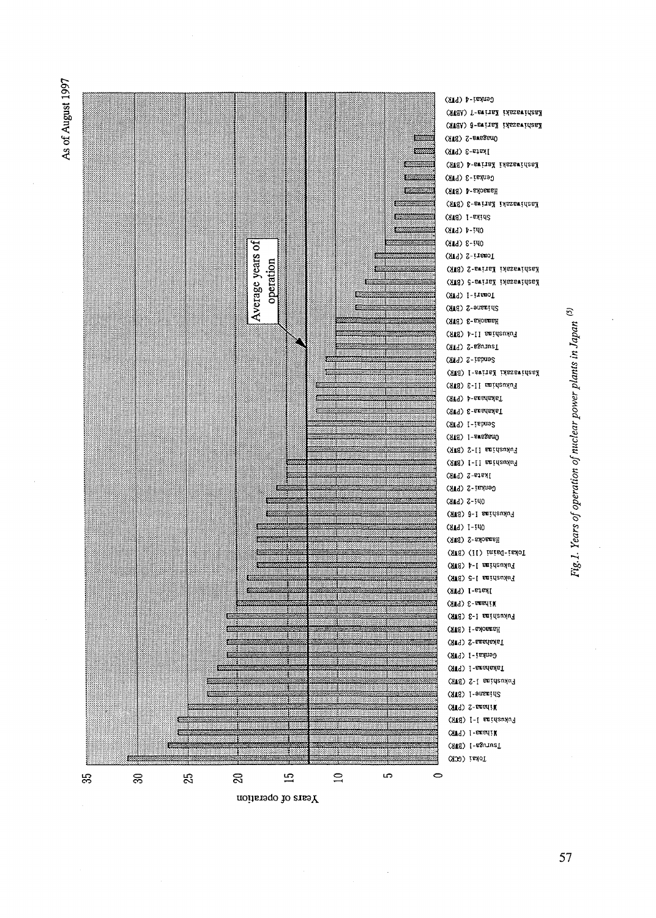As of August 1997

Years of operation

0, 5, 10, 15, 20, 25, 30, 35

Average years of operation

Tokai (GCR), Tsuruga-1 (BWR), Mihama-1 (PWR), Fukushima I-1 (BWR), Mihama-2 (PWR), Shimane-1 (BWR), Fukushima I-2 (BWR), Takahama-1 (PWR), Genkai-1 (PWR), Takahama-2 (PWR), Hamaoka-1 (BWR), Fukushima I-3 (BWR), Mihama-3 (PWR), Ikata-1 (PWR), Fukushima I-5 (BWR), Fukushima I-4 (BWR), Tokai-Daini (II) (BWR), Hamaoka-2 (BWR), Ohi-1 (PWR), Fukushima I-6 (BWR), Ohi-2 (PWR), Genkai-2 (PWR), Ikata-2 (PWR), Fukushima II-1 (BWR), Fukushima II-2 (BWR), Onagawa-1 (BWR), Sendai-1 (PWR), Takahama-3 (PWR), Takahama-4 (PWR), Fukushima II-3 (BWR), Kashiwazaki Kariwa-1 (BWR), Sendai-2 (PWR), Tsuruga-2 (PWR), Fukushima II-4 (BWR), Hamaoka-3 (BWR), Shimane-2 (BWR), Tomari-1 (PWR), Kashiwazaki Kariwa-5 (BWR), Kashiwazaki Kariwa-2 (BWR), Tomari-2 (PWR), Ohi-3 (PWR), Ohi-4 (PWR), Shika-1 (BWR), Kashiwazaki Kariwa-3 (BWR), Hamaoka-4 (BWR), Genkai-3 (PWR), Kashiwazaki Kariwa-4 (BWR), Ikata-3 (PWR), Onagawa-2 (BWR), Kashiwazaki Kariwa-6 (ABWR), Kashiwazaki Kariwa-7 (ABWR), Genkai-4 (PWR)

*Fig.1. Years of operation of nuclear power plants in Japan* [5]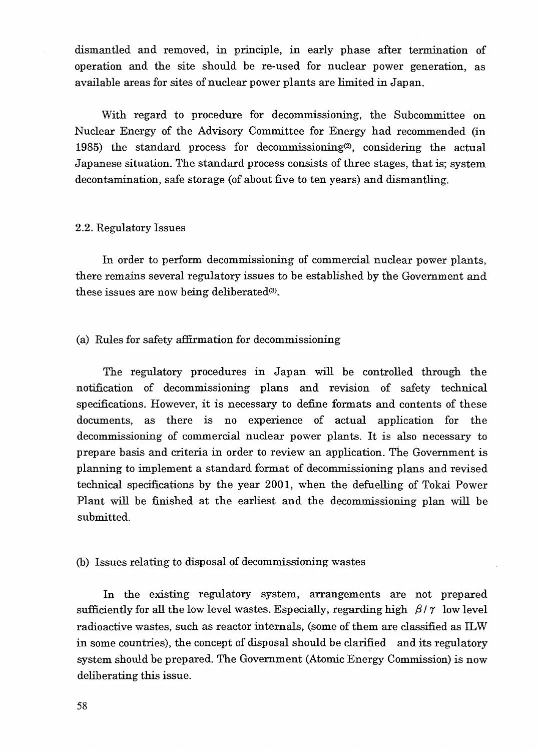dismantled and removed, in principle, in early phase after termination of operation and the site should be re-used for nuclear power generation, as available areas for sites of nuclear power plants are limited in Japan.

With regard to procedure for decommissioning, the Subcommittee on Nuclear Energy of the Advisory Committee for Energy had recommended (in 1985) the standard process for decommissioning[2], considering the actual Japanese situation. The standard process consists of three stages, that is; system decontamination, safe storage (of about five to ten years) and dismantling.

### 2.2. Regulatory Issues

In order to perform decommissioning of commercial nuclear power plants, there remains several regulatory issues to be established by the Government and these issues are now being deliberated[3].

#### (a) Rules for safety affirmation for decommissioning

The regulatory procedures in Japan will be controlled through the notification of decommissioning plans and revision of safety technical specifications. However, it is necessary to define formats and contents of these documents, as there is no experience of actual application for the decommissioning of commercial nuclear power plants. It is also necessary to prepare basis and criteria in order to review an application. The Government is planning to implement a standard format of decommissioning plans and revised technical specifications by the year 2001, when the defuelling of Tokai Power Plant will be finished at the earliest and the decommissioning plan will be submitted.

#### (b) Issues relating to disposal of decommissioning wastes

In the existing regulatory system, arrangements are not prepared sufficiently for all the low level wastes. Especially, regarding high $\beta/\gamma$ low level radioactive wastes, such as reactor internals, (some of them are classified as ILW in some countries), the concept of disposal should be clarified and its regulatory system should be prepared. The Government (Atomic Energy Commission) is now deliberating this issue.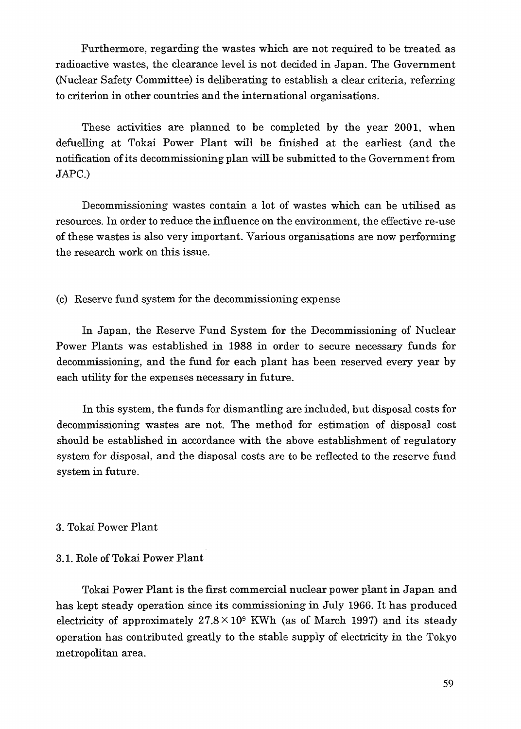Furthermore, regarding the wastes which are not required to be treated as radioactive wastes, the clearance level is not decided in Japan. The Government (Nuclear Safety Committee) is deliberating to establish a clear criteria, referring to criterion in other countries and the international organisations.

These activities are planned to be completed by the year 2001, when defuelling at Tokai Power Plant will be finished at the earliest (and the notification of its decommissioning plan will be submitted to the Government from JAPC.)

Decommissioning wastes contain a lot of wastes which can be utilised as resources. In order to reduce the influence on the environment, the effective re-use of these wastes is also very important. Various organisations are now performing the research work on this issue.

(c) Reserve fund system for the decommissioning expense

In Japan, the Reserve Fund System for the Decommissioning of Nuclear Power Plants was established in 1988 in order to secure necessary funds for decommissioning, and the fund for each plant has been reserved every year by each utility for the expenses necessary in future.

In this system, the funds for dismantling are included, but disposal costs for decommissioning wastes are not. The method for estimation of disposal cost should be established in accordance with the above establishment of regulatory system for disposal, and the disposal costs are to be reflected to the reserve fund system in future.

## 3. Tokai Power Plant

### 3.1. Role of Tokai Power Plant

Tokai Power Plant is the first commercial nuclear power plant in Japan and has kept steady operation since its commissioning in July 1966. It has produced electricity of approximately $27.8 \times 10^9$ KWh (as of March 1997) and its steady operation has contributed greatly to the stable supply of electricity in the Tokyo metropolitan area.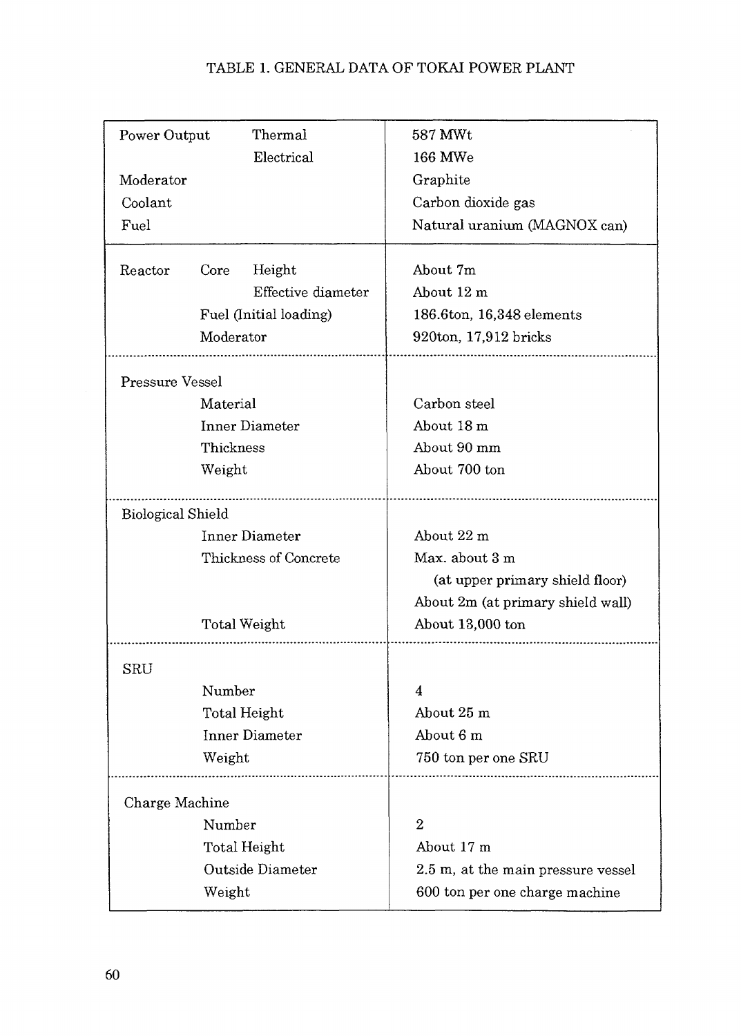TABLE 1. GENERAL DATA OF TOKAI POWER PLANT

| Item | | | Data |
|---|---|---|---|
| Power Output | | Thermal | 587 MWt |
| | | Electrical | 166 MWe |
| Moderator | | | Graphite |
| Coolant | | | Carbon dioxide gas |
| Fuel | | | Natural uranium (MAGNOX can) |
| Reactor | Core | Height | About 7m |
| | | Effective diameter | About 12 m |
| | Fuel (Initial loading) | | 186.6ton, 16,348 elements |
| | Moderator | | 920ton, 17,912 bricks |
| Pressure Vessel | | | |
| | Material | | Carbon steel |
| | Inner Diameter | | About 18 m |
| | Thickness | | About 90 mm |
| | Weight | | About 700 ton |
| Biological Shield | | | |
| | Inner Diameter | | About 22 m |
| | Thickness of Concrete | | Max. about 3 m (at upper primary shield floor) About 2m (at primary shield wall) |
| | Total Weight | | About 13,000 ton |
| SRU | | | |
| | Number | | 4 |
| | Total Height | | About 25 m |
| | Inner Diameter | | About 6 m |
| | Weight | | 750 ton per one SRU |
| Charge Machine | | | |
| | Number | | 2 |
| | Total Height | | About 17 m |
| | Outside Diameter | | 2.5 m, at the main pressure vessel |
| | Weight | | 600 ton per one charge machine |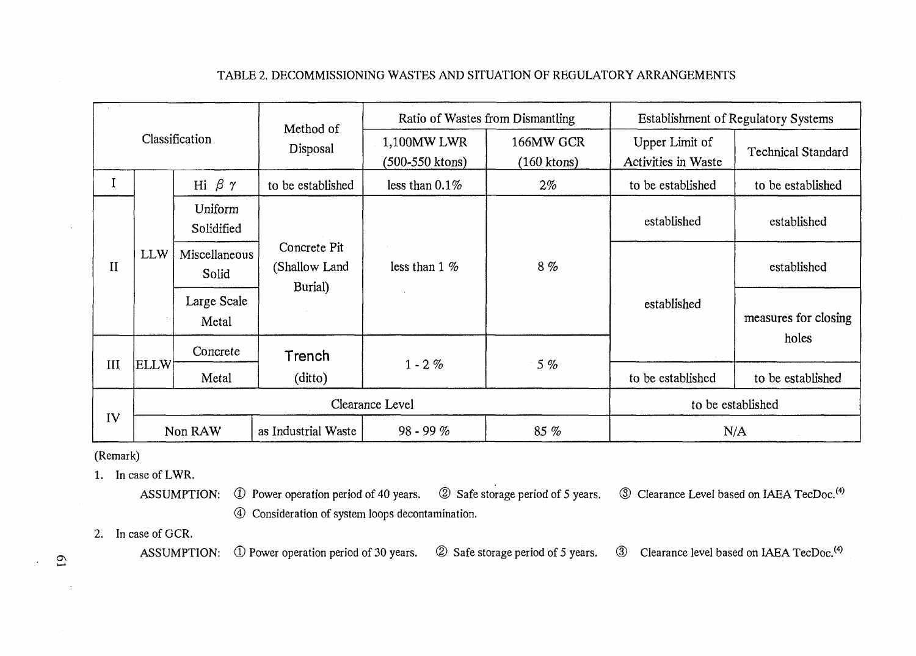TABLE 2. DECOMMISSIONING WASTES AND SITUATION OF REGULATORY ARRANGEMENTS

| Classification | | | Method of Disposal | Ratio of Wastes from Dismantling | | Establishment of Regulatory Systems | |
|---|---|---|---|---|---|---|---|
| | | | | 1,100MW LWR (500-550 ktons) | 166MW GCR (160 ktons) | Upper Limit of Activities in Waste | Technical Standard |
| I | LLW | Hi $\beta$ $\gamma$ | to be established | less than 0.1% | 2% | to be established | to be established |
| II | LLW | Uniform Solidified | Concrete Pit (Shallow Land Burial) | less than 1 % | 8 % | established | established |
| | | Miscellaneous Solid | | | | established | established |
| | | Large Scale Metal | | | | | measures for closing holes |
| III | ELLW | Concrete | Trench (ditto) | 1 - 2 % | 5 % | | |
| | | Metal | | | | to be established | to be established |
| IV | Clearance Level | | | | | to be established | |
| | Non RAW | | as Industrial Waste | 98 - 99 % | 85 % | N/A | |

(Remark)

1. In case of LWR.

   ASSUMPTION: ① Power operation period of 40 years. ② Safe storage period of 5 years. ③ Clearance Level based on IAEA TecDoc.[4] ④ Consideration of system loops decontamination.

2. In case of GCR.

   ASSUMPTION: ① Power operation period of 30 years. ② Safe storage period of 5 years. ③ Clearance level based on IAEA TecDoc.[4]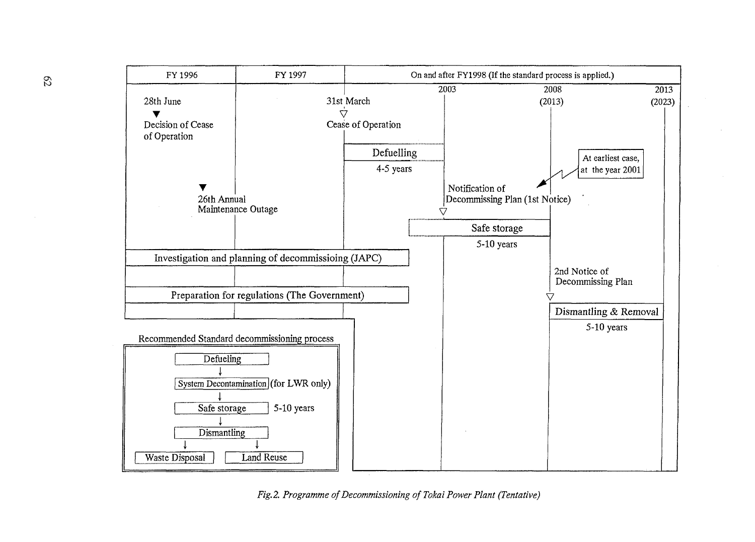| FY 1996 | FY 1997 | On and after FY1998 (If the standard process is applied.) |
|---|---|---|
| 28th June ▼ Decision of Cease of Operation | 31st March ▽ Cease of Operation | 2003 / 2008 (2013) / 2013 (2023) |
| 26th Annual Maintenance Outage ▼ | | Defuelling 4-5 years |
| | | Notification of Decommissing Plan (1st Notice) ▽ — At earliest case, at the year 2001 |
| | | Safe storage 5-10 years |
| Investigation and planning of decommissioing (JAPC) | | |
| | | 2nd Notice of Decommissing Plan ▽ |
| Preparation for regulations (The Government) | | |
| | | Dismantling & Removal 5-10 years |

Recommended Standard decommissioning process

- Defueling
- ↓ System Decontamination (for LWR only)
- ↓ Safe storage — 5-10 years
- ↓ Dismantling
- ↓ Waste Disposal / Land Reuse

*Fig.2. Programme of Decommissioning of Tokai Power Plant (Tentative)*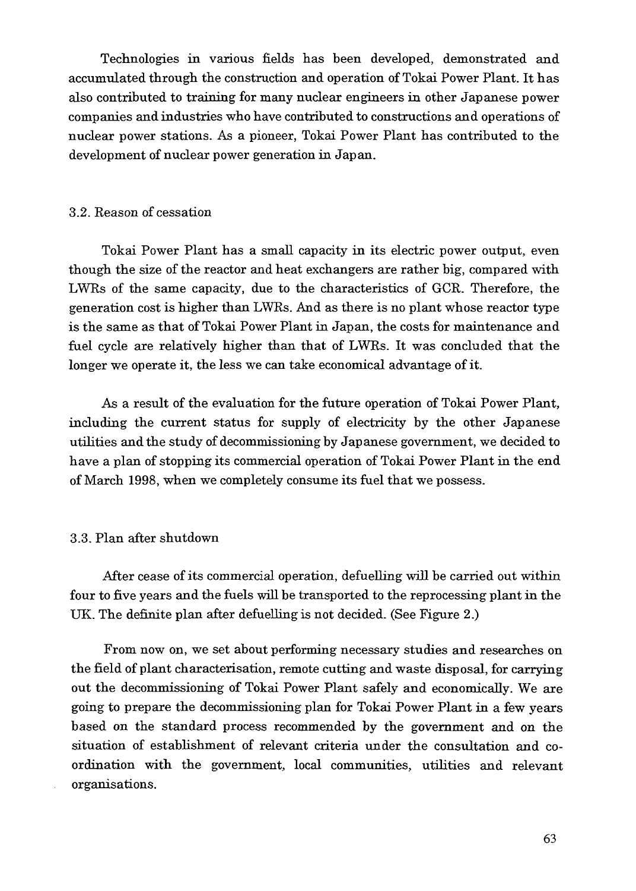Technologies in various fields has been developed, demonstrated and accumulated through the construction and operation of Tokai Power Plant. It has also contributed to training for many nuclear engineers in other Japanese power companies and industries who have contributed to constructions and operations of nuclear power stations. As a pioneer, Tokai Power Plant has contributed to the development of nuclear power generation in Japan.

### 3.2. Reason of cessation

Tokai Power Plant has a small capacity in its electric power output, even though the size of the reactor and heat exchangers are rather big, compared with LWRs of the same capacity, due to the characteristics of GCR. Therefore, the generation cost is higher than LWRs. And as there is no plant whose reactor type is the same as that of Tokai Power Plant in Japan, the costs for maintenance and fuel cycle are relatively higher than that of LWRs. It was concluded that the longer we operate it, the less we can take economical advantage of it.

As a result of the evaluation for the future operation of Tokai Power Plant, including the current status for supply of electricity by the other Japanese utilities and the study of decommissioning by Japanese government, we decided to have a plan of stopping its commercial operation of Tokai Power Plant in the end of March 1998, when we completely consume its fuel that we possess.

### 3.3. Plan after shutdown

After cease of its commercial operation, defuelling will be carried out within four to five years and the fuels will be transported to the reprocessing plant in the UK. The definite plan after defuelling is not decided. (See Figure 2.)

From now on, we set about performing necessary studies and researches on the field of plant characterisation, remote cutting and waste disposal, for carrying out the decommissioning of Tokai Power Plant safely and economically. We are going to prepare the decommissioning plan for Tokai Power Plant in a few years based on the standard process recommended by the government and on the situation of establishment of relevant criteria under the consultation and co-ordination with the government, local communities, utilities and relevant organisations.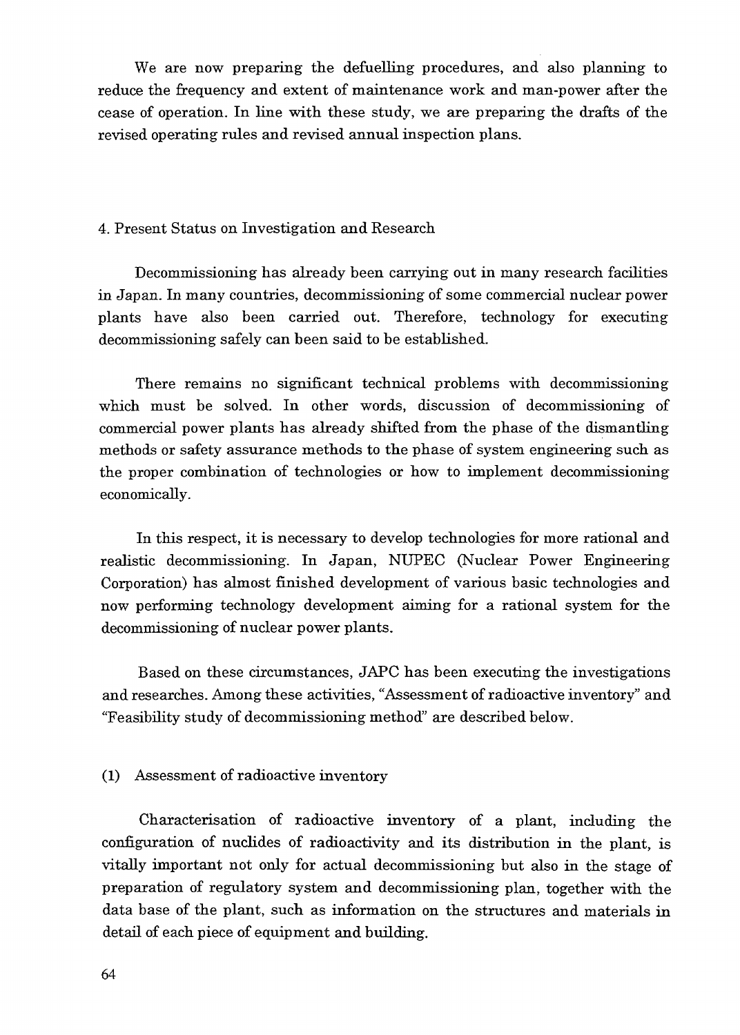We are now preparing the defuelling procedures, and also planning to reduce the frequency and extent of maintenance work and man-power after the cease of operation. In line with these study, we are preparing the drafts of the revised operating rules and revised annual inspection plans.

## 4. Present Status on Investigation and Research

Decommissioning has already been carrying out in many research facilities in Japan. In many countries, decommissioning of some commercial nuclear power plants have also been carried out. Therefore, technology for executing decommissioning safely can been said to be established.

There remains no significant technical problems with decommissioning which must be solved. In other words, discussion of decommissioning of commercial power plants has already shifted from the phase of the dismantling methods or safety assurance methods to the phase of system engineering such as the proper combination of technologies or how to implement decommissioning economically.

In this respect, it is necessary to develop technologies for more rational and realistic decommissioning. In Japan, NUPEC (Nuclear Power Engineering Corporation) has almost finished development of various basic technologies and now performing technology development aiming for a rational system for the decommissioning of nuclear power plants.

Based on these circumstances, JAPC has been executing the investigations and researches. Among these activities, "Assessment of radioactive inventory" and "Feasibility study of decommissioning method" are described below.

### (1) Assessment of radioactive inventory

Characterisation of radioactive inventory of a plant, including the configuration of nuclides of radioactivity and its distribution in the plant, is vitally important not only for actual decommissioning but also in the stage of preparation of regulatory system and decommissioning plan, together with the data base of the plant, such as information on the structures and materials in detail of each piece of equipment and building.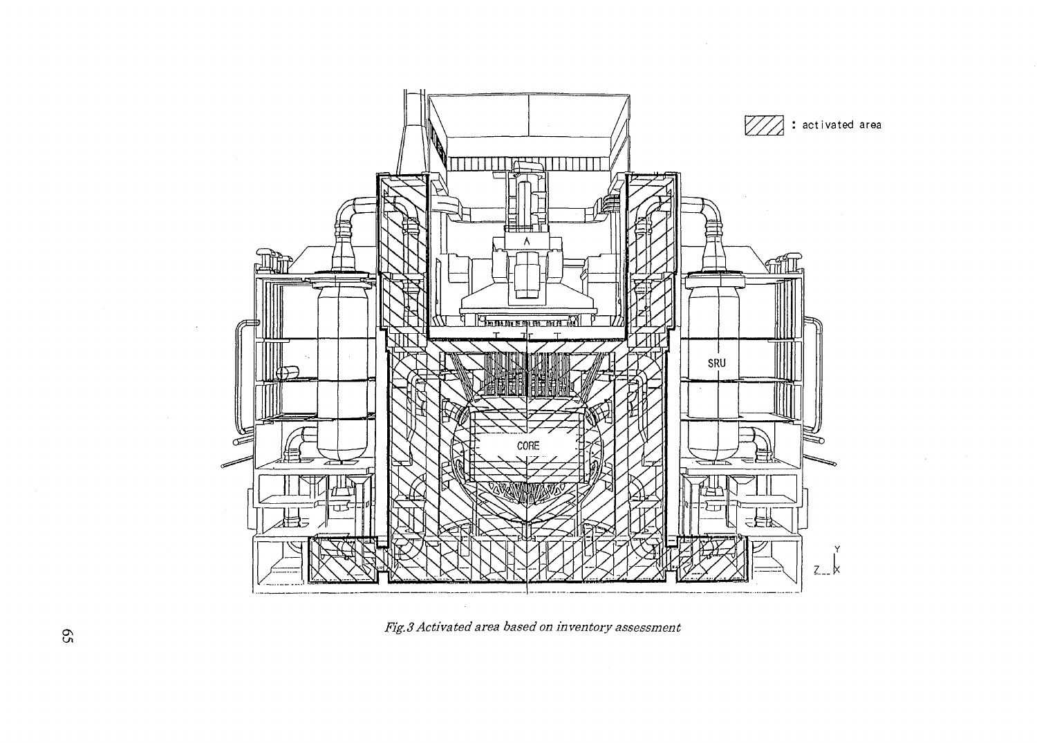Fig.3 Activated area based on inventory assessment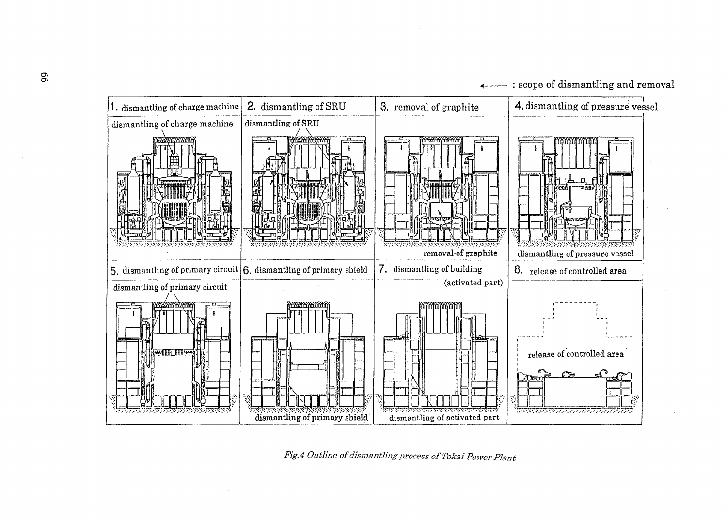← : scope of dismantling and removal

| 1. dismantling of charge machine | 2. dismantling of SRU | 3. removal of graphite | 4. dismantling of pressure vessel |
|---|---|---|---|
| dismantling of charge machine | dismantling of SRU | removal of graphite | dismantling of pressure vessel |
| **5. dismantling of primary circuit** | **6. dismantling of primary shield** | **7. dismantling of building (activated part)** | **8. release of controlled area** |
| dismantling of primary circuit | dismantling of primary shield | dismantling of activated part | release of controlled area |

*Fig.4 Outline of dismantling process of Tokai Power Plant*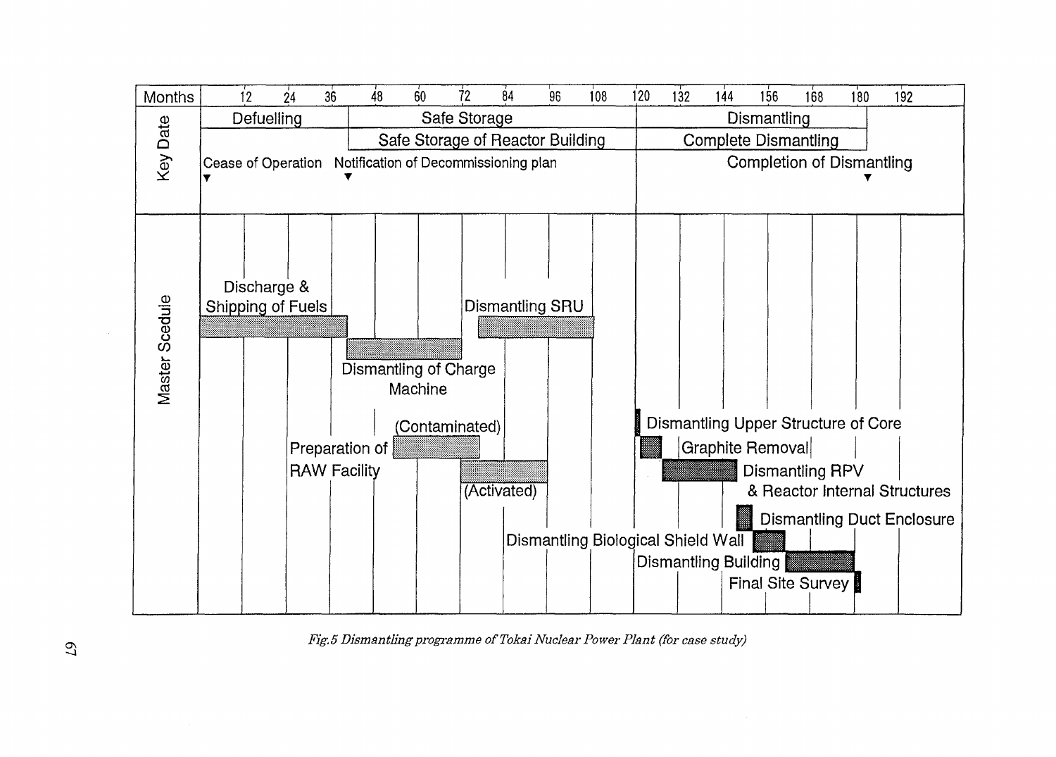| Months | 12 | 24 | 36 | 48 | 60 | 72 | 84 | 96 | 108 | 120 | 132 | 144 | 156 | 168 | 180 | 192 |
|---|---|---|---|---|---|---|---|---|---|---|---|---|---|---|---|---|
| Key Date | Defuelling | | | Safe Storage | | | | | | Dismantling | | | | | | |
| | | | | Safe Storage of Reactor Building | | | | | | Complete Dismantling | | | | | | |
| | Cease of Operation ▼ | | | Notification of Decommissioning plan ▼ | | | | | | | | | | | Completion of Dismantling ▼ | |

**Master Scedule**

- Discharge & Shipping of Fuels
- Dismantling of Charge Machine
- Dismantling SRU
- Preparation of RAW Facility (Contaminated)
- Preparation of RAW Facility (Activated)
- Dismantling Upper Structure of Core
- Graphite Removal
- Dismantling RPV & Reactor Internal Structures
- Dismantling Duct Enclosure
- Dismantling Biological Shield Wall
- Dismantling Building
- Final Site Survey

*Fig.5 Dismantling programme of Tokai Nuclear Power Plant (for case study)*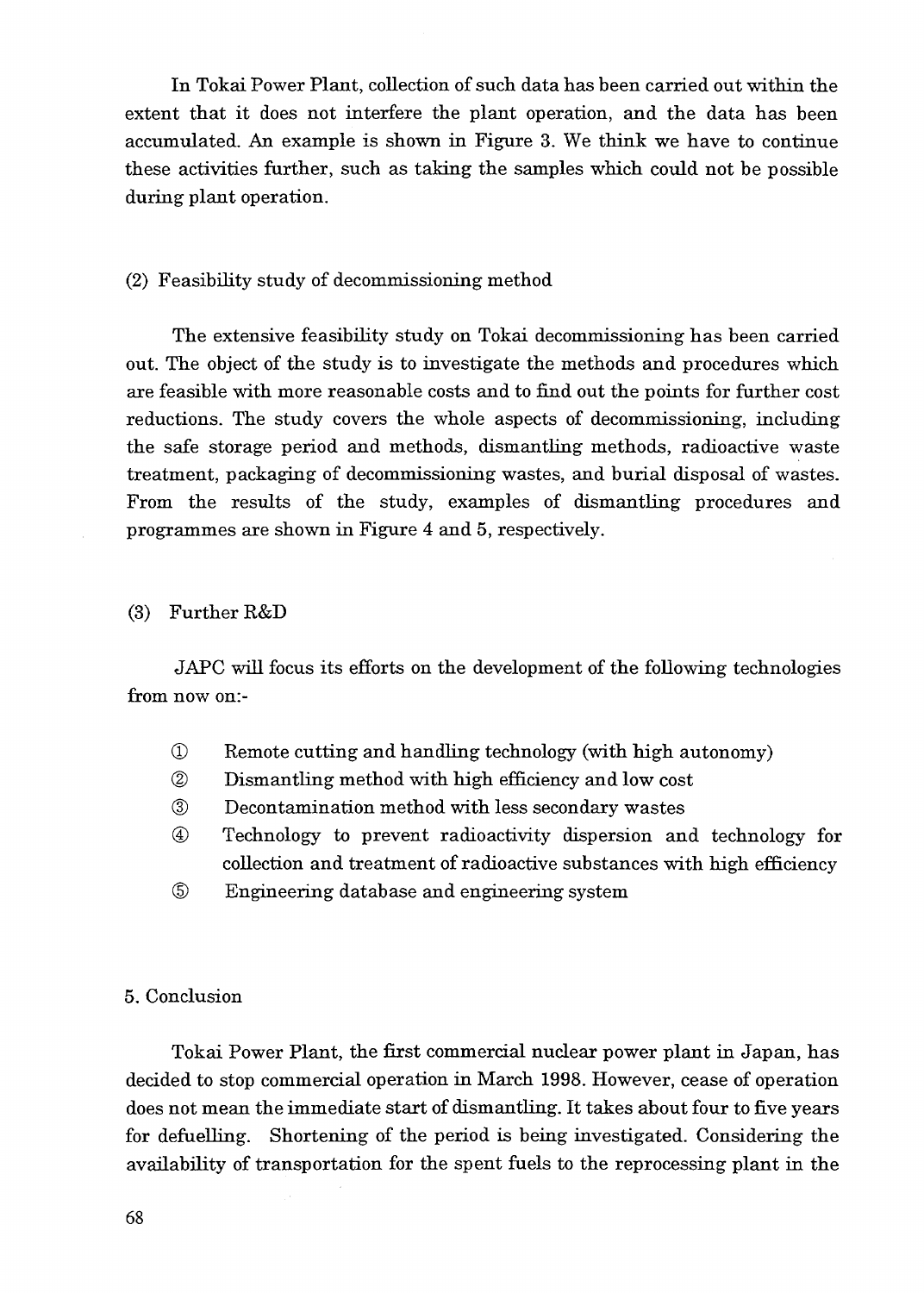In Tokai Power Plant, collection of such data has been carried out within the extent that it does not interfere the plant operation, and the data has been accumulated. An example is shown in Figure 3. We think we have to continue these activities further, such as taking the samples which could not be possible during plant operation.

(2) Feasibility study of decommissioning method

The extensive feasibility study on Tokai decommissioning has been carried out. The object of the study is to investigate the methods and procedures which are feasible with more reasonable costs and to find out the points for further cost reductions. The study covers the whole aspects of decommissioning, including the safe storage period and methods, dismantling methods, radioactive waste treatment, packaging of decommissioning wastes, and burial disposal of wastes. From the results of the study, examples of dismantling procedures and programmes are shown in Figure 4 and 5, respectively.

(3) Further R&D

JAPC will focus its efforts on the development of the following technologies from now on:-

① Remote cutting and handling technology (with high autonomy)
② Dismantling method with high efficiency and low cost
③ Decontamination method with less secondary wastes
④ Technology to prevent radioactivity dispersion and technology for collection and treatment of radioactive substances with high efficiency
⑤ Engineering database and engineering system

5. Conclusion

Tokai Power Plant, the first commercial nuclear power plant in Japan, has decided to stop commercial operation in March 1998. However, cease of operation does not mean the immediate start of dismantling. It takes about four to five years for defuelling. Shortening of the period is being investigated. Considering the availability of transportation for the spent fuels to the reprocessing plant in the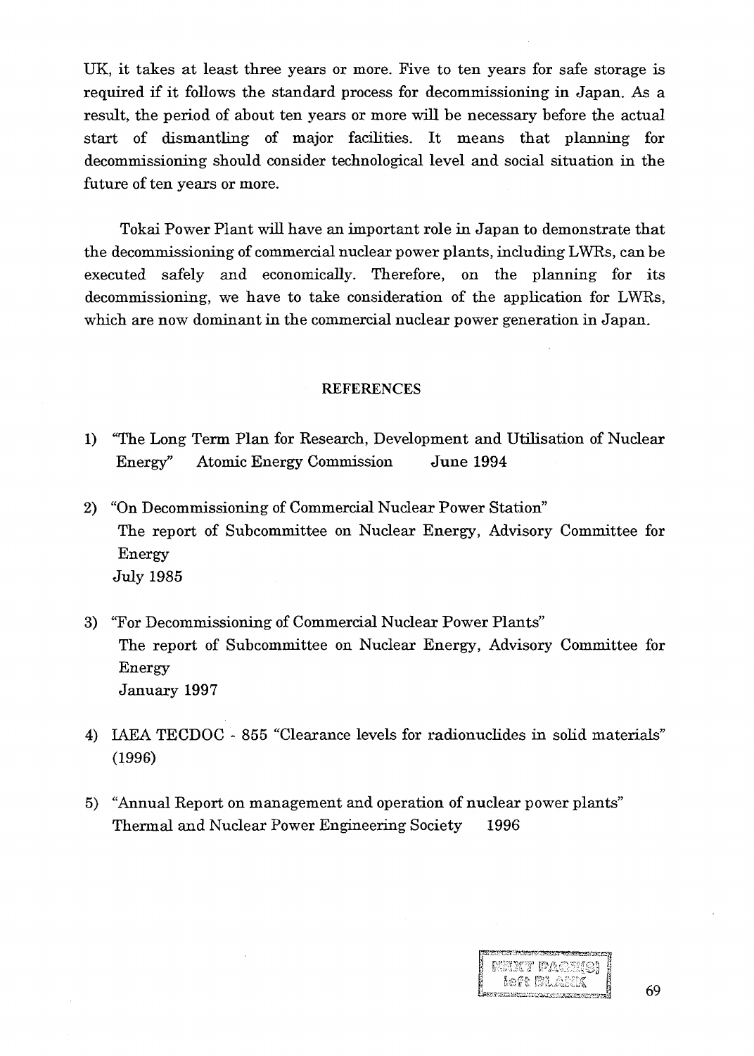UK, it takes at least three years or more. Five to ten years for safe storage is required if it follows the standard process for decommissioning in Japan. As a result, the period of about ten years or more will be necessary before the actual start of dismantling of major facilities. It means that planning for decommissioning should consider technological level and social situation in the future of ten years or more.

Tokai Power Plant will have an important role in Japan to demonstrate that the decommissioning of commercial nuclear power plants, including LWRs, can be executed safely and economically. Therefore, on the planning for its decommissioning, we have to take consideration of the application for LWRs, which are now dominant in the commercial nuclear power generation in Japan.

## REFERENCES

1) "The Long Term Plan for Research, Development and Utilisation of Nuclear Energy" Atomic Energy Commission June 1994

2) "On Decommissioning of Commercial Nuclear Power Station"
The report of Subcommittee on Nuclear Energy, Advisory Committee for Energy
July 1985

3) "For Decommissioning of Commercial Nuclear Power Plants"
The report of Subcommittee on Nuclear Energy, Advisory Committee for Energy
January 1997

4) IAEA TECDOC - 855 "Clearance levels for radionuclides in solid materials" (1996)

5) "Annual Report on management and operation of nuclear power plants"
Thermal and Nuclear Power Engineering Society 1996

NEXT PAGE(S) left BLANK